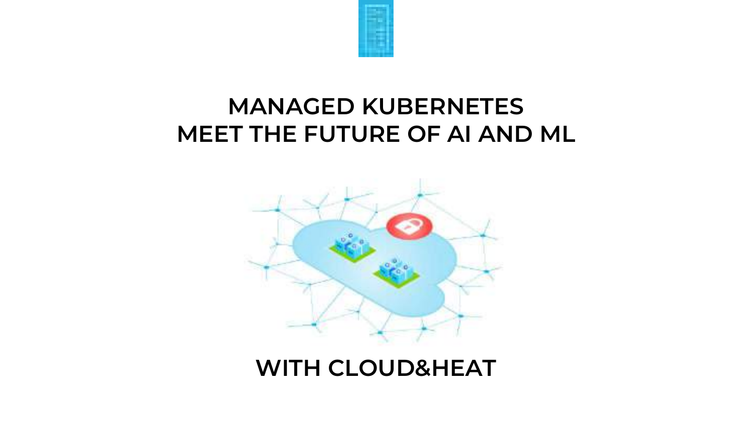# MANAGED KUBERNETES MEET THE FUTURE OF AI AND ML

## WITH CLOUD&HEAT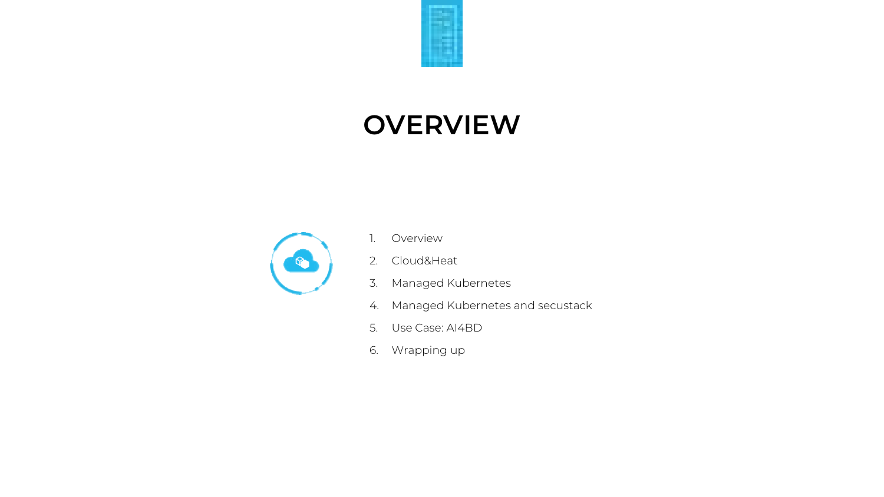# OVERVIEW

1. Overview
2. Cloud&Heat
3. Managed Kubernetes
4. Managed Kubernetes and secustack
5. Use Case: AI4BD
6. Wrapping up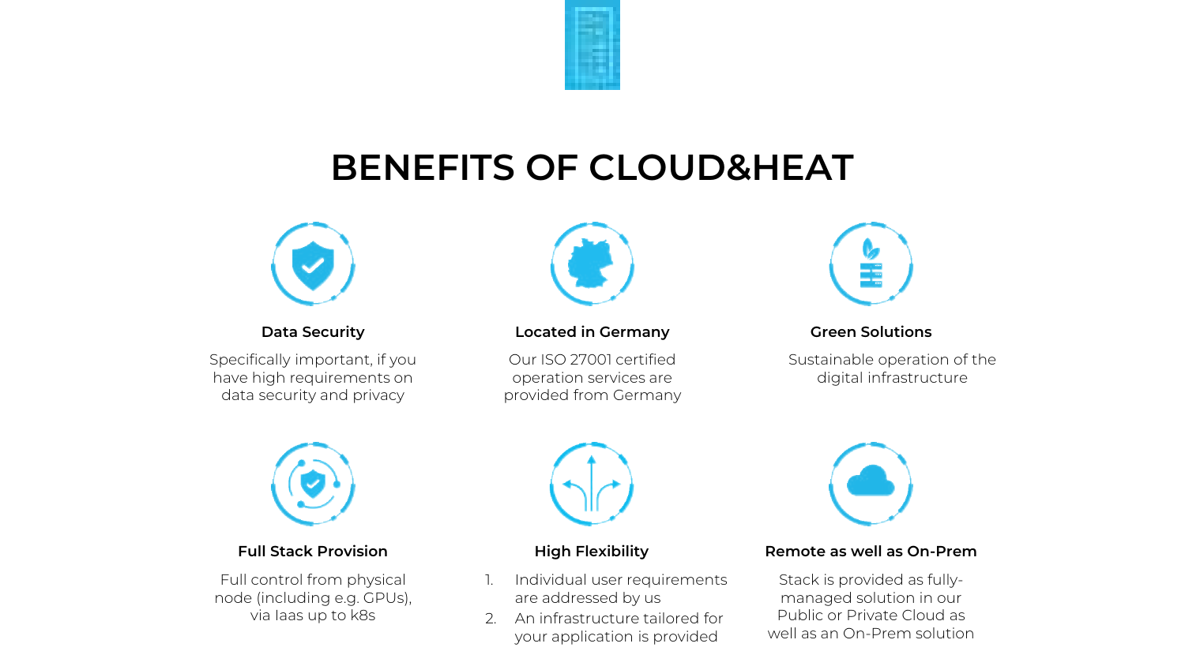# BENEFITS OF CLOUD&HEAT

### Data Security

Specifically important, if you have high requirements on data security and privacy

### Located in Germany

Our ISO 27001 certified operation services are provided from Germany

### Green Solutions

Sustainable operation of the digital infrastructure

### Full Stack Provision

Full control from physical node (including e.g. GPUs), via Iaas up to k8s

### High Flexibility

1. Individual user requirements are addressed by us
2. An infrastructure tailored for your application is provided

### Remote as well as On-Prem

Stack is provided as fully-managed solution in our Public or Private Cloud as well as an On-Prem solution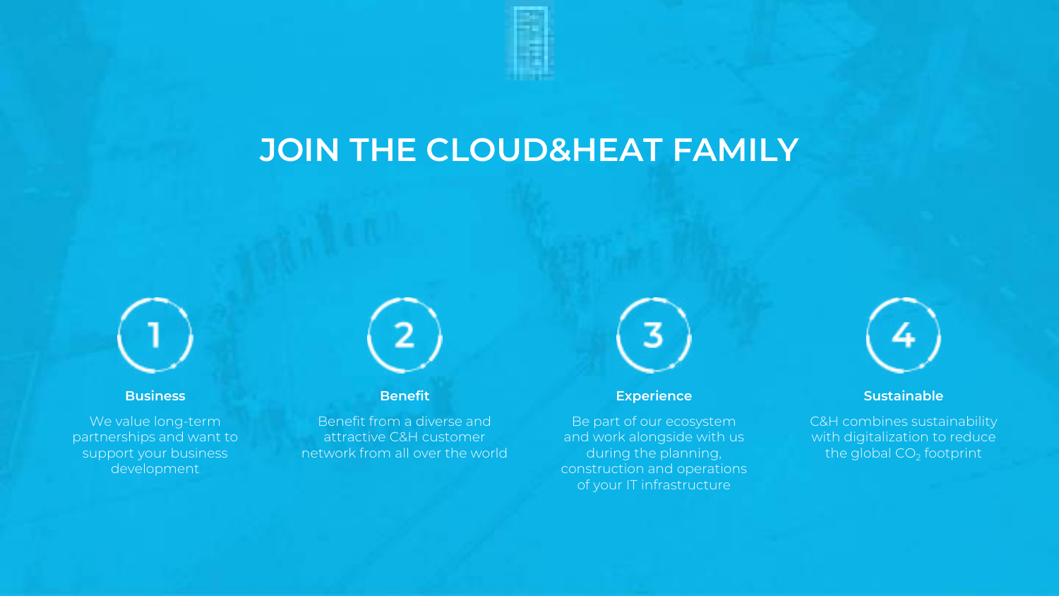# JOIN THE CLOUD&HEAT FAMILY

1

**Business**

We value long-term partnerships and want to support your business development

2

**Benefit**

Benefit from a diverse and attractive C&H customer network from all over the world

3

**Experience**

Be part of our ecosystem and work alongside with us during the planning, construction and operations of your IT infrastructure

4

**Sustainable**

C&H combines sustainability with digitalization to reduce the global $CO_2$ footprint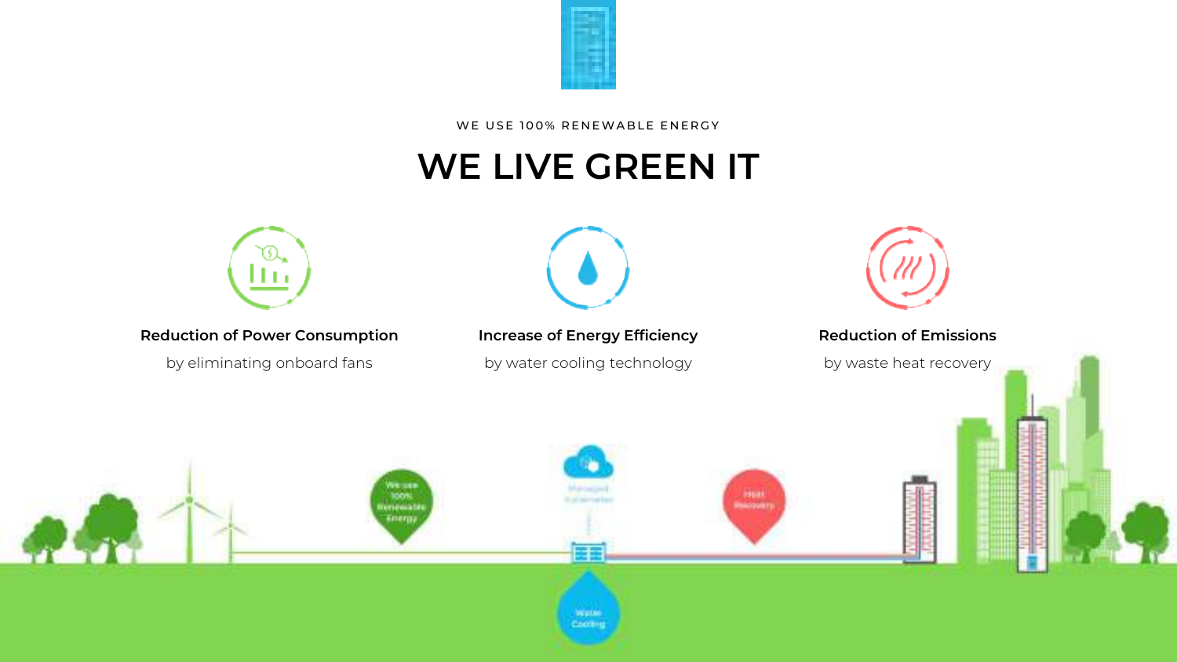WE USE 100% RENEWABLE ENERGY

# WE LIVE GREEN IT

**Reduction of Power Consumption**

by eliminating onboard fans

**Increase of Energy Efficiency**

by water cooling technology

**Reduction of Emissions**

by waste heat recovery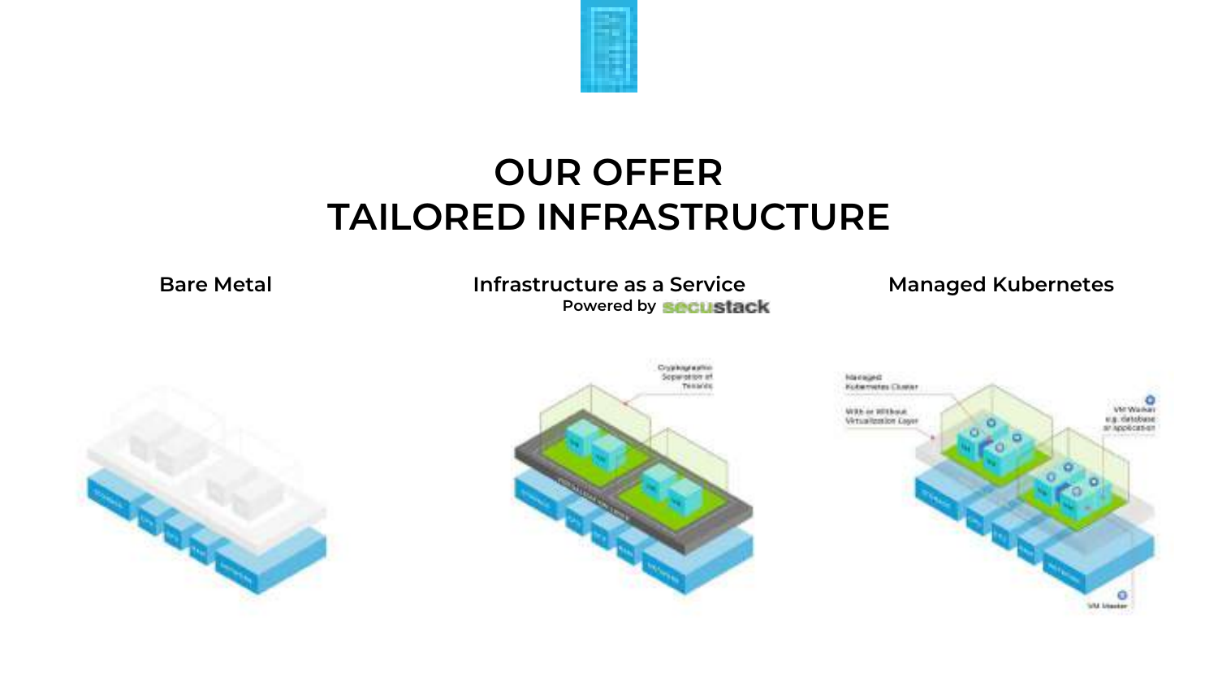# OUR OFFER
# TAILORED INFRASTRUCTURE

**Bare Metal**

**Infrastructure as a Service**
**Powered by secustack**

**Managed Kubernetes**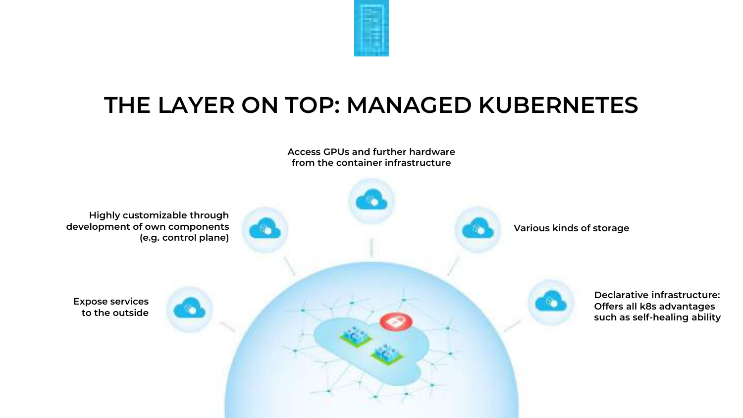# THE LAYER ON TOP: MANAGED KUBERNETES

- Access GPUs and further hardware from the container infrastructure
- Highly customizable through development of own components (e.g. control plane)
- Various kinds of storage
- Expose services to the outside
- Declarative infrastructure: Offers all k8s advantages such as self-healing ability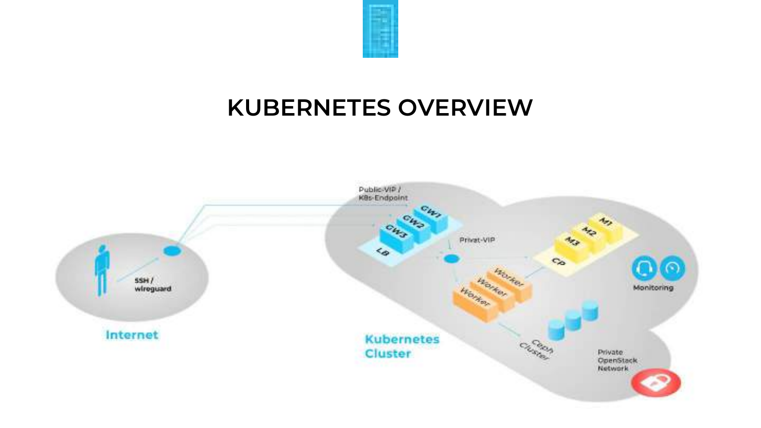# KUBERNETES OVERVIEW

Public-VIP / K8s-Endpoint

GW1

GW2

GW3

LB

Privat-VIP

M1

M2

M3

CP

Worker

Worker

Worker

Monitoring

SSH / wireguard

Internet

Kubernetes Cluster

Ceph Cluster

Private OpenStack Network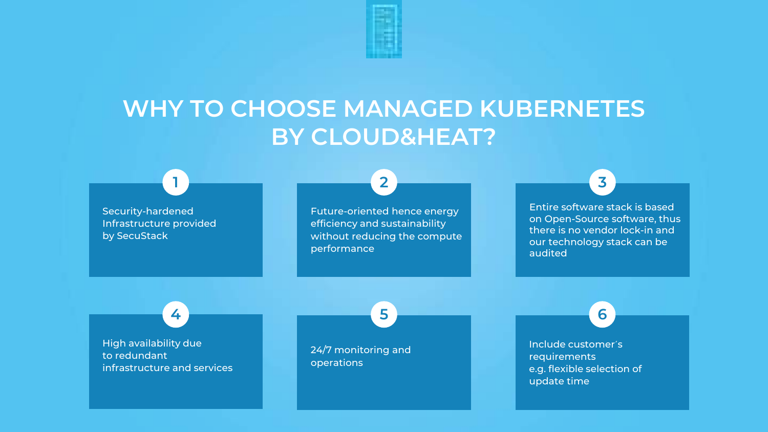# WHY TO CHOOSE MANAGED KUBERNETES BY CLOUD&HEAT?

1. Security-hardened Infrastructure provided by SecuStack

2. Future-oriented hence energy efficiency and sustainability without reducing the compute performance

3. Entire software stack is based on Open-Source software, thus there is no vendor lock-in and our technology stack can be audited

4. High availability due to redundant infrastructure and services

5. 24/7 monitoring and operations

6. Include customer´s requirements e.g. flexible selection of update time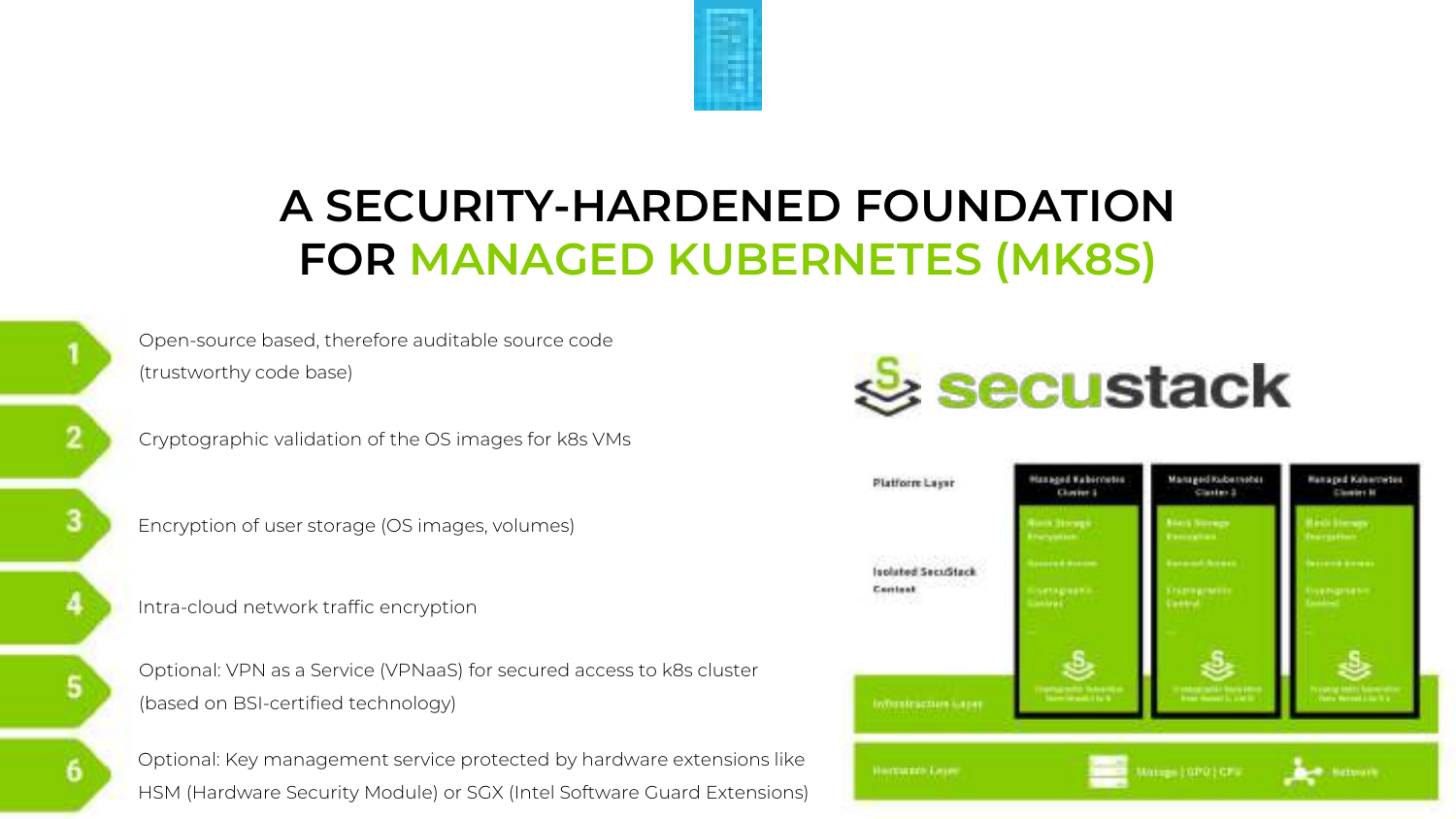# A SECURITY-HARDENED FOUNDATION FOR MANAGED KUBERNETES (MK8S)

1. Open-source based, therefore auditable source code (trustworthy code base)
2. Cryptographic validation of the OS images for k8s VMs
3. Encryption of user storage (OS images, volumes)
4. Intra-cloud network traffic encryption
5. Optional: VPN as a Service (VPNaaS) for secured access to k8s cluster (based on BSI-certified technology)
6. Optional: Key management service protected by hardware extensions like HSM (Hardware Security Module) or SGX (Intel Software Guard Extensions)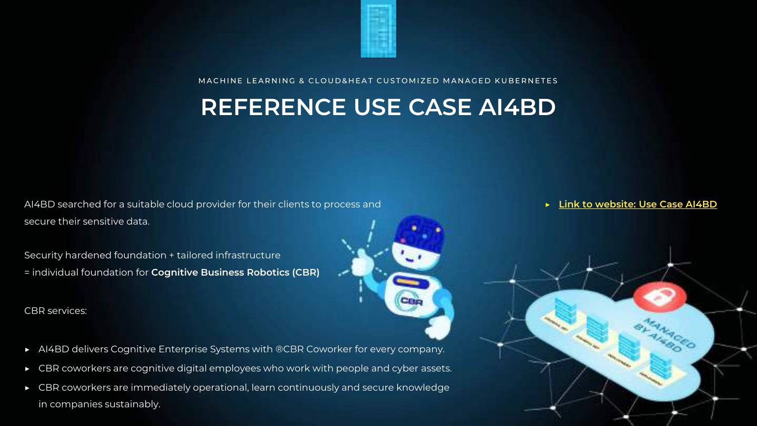MACHINE LEARNING & CLOUD&HEAT CUSTOMIZED MANAGED KUBERNETES

# REFERENCE USE CASE AI4BD

AI4BD searched for a suitable cloud provider for their clients to process and secure their sensitive data.

Security hardened foundation + tailored infrastructure
= individual foundation for **Cognitive Business Robotics (CBR)**

CBR services:

- AI4BD delivers Cognitive Enterprise Systems with ®CBR Coworker for every company.
- CBR coworkers are cognitive digital employees who work with people and cyber assets.
- CBR coworkers are immediately operational, learn continuously and secure knowledge in companies sustainably.

- Link to website: Use Case AI4BD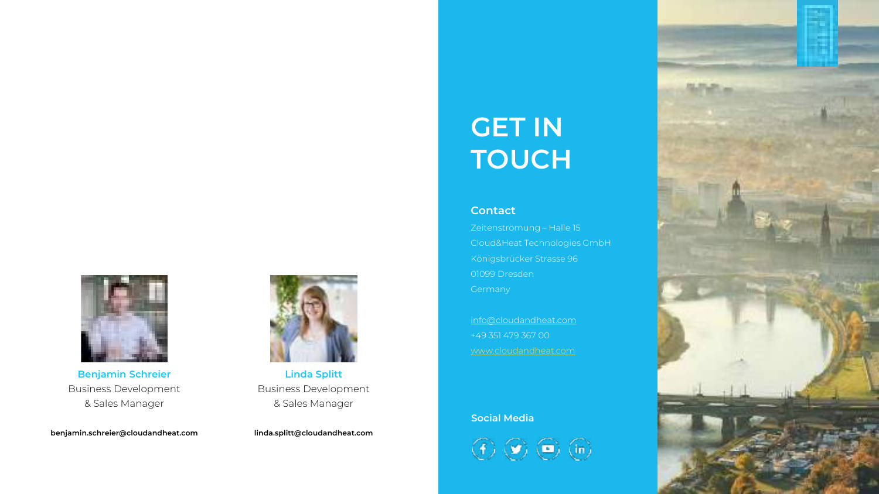# GET IN TOUCH

**Benjamin Schreier**
Business Development
& Sales Manager

**benjamin.schreier@cloudandheat.com**

**Linda Splitt**
Business Development
& Sales Manager

**linda.splitt@cloudandheat.com**

## Contact

Zeitenströmung – Halle 15
Cloud&Heat Technologies GmbH
Königsbrücker Strasse 96
01099 Dresden
Germany

info@cloudandheat.com
+49 351 479 367 00
www.cloudandheat.com

## Social Media